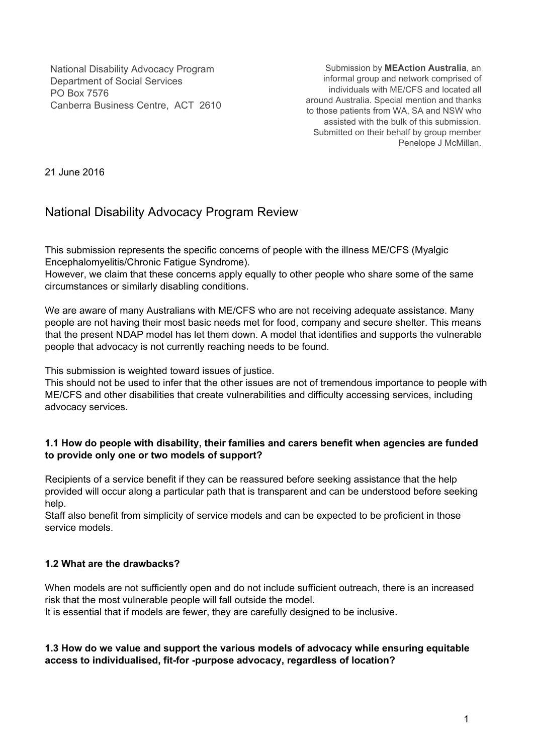National Disability Advocacy Program
Department of Social Services
PO Box 7576
Canberra Business Centre, ACT 2610

Submission by **MEAction Australia**, an informal group and network comprised of individuals with ME/CFS and located all around Australia. Special mention and thanks to those patients from WA, SA and NSW who assisted with the bulk of this submission. Submitted on their behalf by group member Penelope J McMillan.

21 June 2016

# National Disability Advocacy Program Review

This submission represents the specific concerns of people with the illness ME/CFS (Myalgic Encephalomyelitis/Chronic Fatigue Syndrome).
However, we claim that these concerns apply equally to other people who share some of the same circumstances or similarly disabling conditions.

We are aware of many Australians with ME/CFS who are not receiving adequate assistance. Many people are not having their most basic needs met for food, company and secure shelter. This means that the present NDAP model has let them down. A model that identifies and supports the vulnerable people that advocacy is not currently reaching needs to be found.

This submission is weighted toward issues of justice.
This should not be used to infer that the other issues are not of tremendous importance to people with ME/CFS and other disabilities that create vulnerabilities and difficulty accessing services, including advocacy services.

**1.1 How do people with disability, their families and carers benefit when agencies are funded to provide only one or two models of support?**

Recipients of a service benefit if they can be reassured before seeking assistance that the help provided will occur along a particular path that is transparent and can be understood before seeking help.
Staff also benefit from simplicity of service models and can be expected to be proficient in those service models.

**1.2 What are the drawbacks?**

When models are not sufficiently open and do not include sufficient outreach, there is an increased risk that the most vulnerable people will fall outside the model.
It is essential that if models are fewer, they are carefully designed to be inclusive.

**1.3 How do we value and support the various models of advocacy while ensuring equitable access to individualised, fit-for -purpose advocacy, regardless of location?**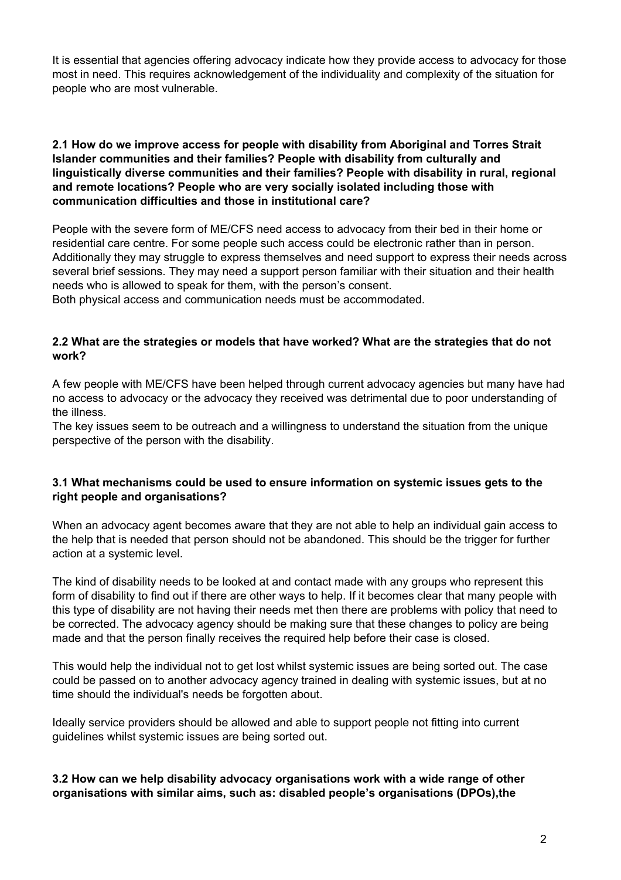It is essential that agencies offering advocacy indicate how they provide access to advocacy for those most in need. This requires acknowledgement of the individuality and complexity of the situation for people who are most vulnerable.

**2.1 How do we improve access for people with disability from Aboriginal and Torres Strait Islander communities and their families? People with disability from culturally and linguistically diverse communities and their families? People with disability in rural, regional and remote locations? People who are very socially isolated including those with communication difficulties and those in institutional care?**

People with the severe form of ME/CFS need access to advocacy from their bed in their home or residential care centre. For some people such access could be electronic rather than in person. Additionally they may struggle to express themselves and need support to express their needs across several brief sessions. They may need a support person familiar with their situation and their health needs who is allowed to speak for them, with the person's consent.
Both physical access and communication needs must be accommodated.

**2.2 What are the strategies or models that have worked? What are the strategies that do not work?**

A few people with ME/CFS have been helped through current advocacy agencies but many have had no access to advocacy or the advocacy they received was detrimental due to poor understanding of the illness.
The key issues seem to be outreach and a willingness to understand the situation from the unique perspective of the person with the disability.

**3.1 What mechanisms could be used to ensure information on systemic issues gets to the right people and organisations?**

When an advocacy agent becomes aware that they are not able to help an individual gain access to the help that is needed that person should not be abandoned. This should be the trigger for further action at a systemic level.

The kind of disability needs to be looked at and contact made with any groups who represent this form of disability to find out if there are other ways to help. If it becomes clear that many people with this type of disability are not having their needs met then there are problems with policy that need to be corrected. The advocacy agency should be making sure that these changes to policy are being made and that the person finally receives the required help before their case is closed.

This would help the individual not to get lost whilst systemic issues are being sorted out. The case could be passed on to another advocacy agency trained in dealing with systemic issues, but at no time should the individual's needs be forgotten about.

Ideally service providers should be allowed and able to support people not fitting into current guidelines whilst systemic issues are being sorted out.

**3.2 How can we help disability advocacy organisations work with a wide range of other organisations with similar aims, such as: disabled people's organisations (DPOs),the**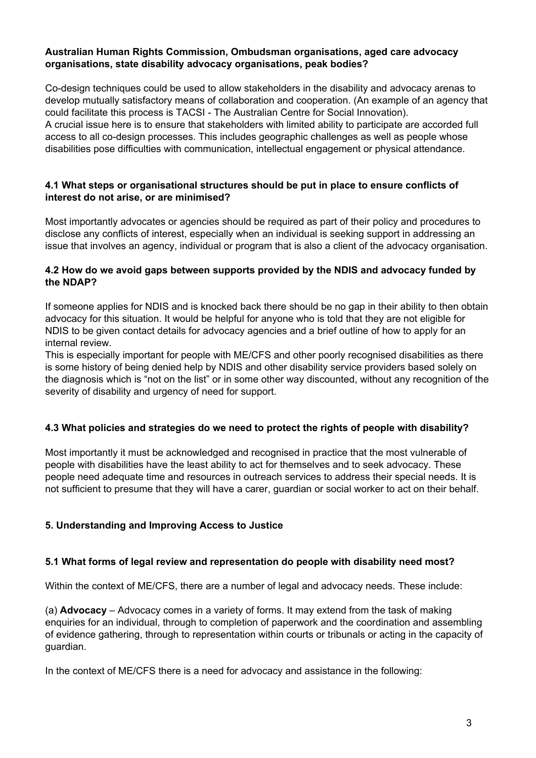**Australian Human Rights Commission, Ombudsman organisations, aged care advocacy organisations, state disability advocacy organisations, peak bodies?**

Co-design techniques could be used to allow stakeholders in the disability and advocacy arenas to develop mutually satisfactory means of collaboration and cooperation. (An example of an agency that could facilitate this process is TACSI - The Australian Centre for Social Innovation).
A crucial issue here is to ensure that stakeholders with limited ability to participate are accorded full access to all co-design processes. This includes geographic challenges as well as people whose disabilities pose difficulties with communication, intellectual engagement or physical attendance.

### 4.1 What steps or organisational structures should be put in place to ensure conflicts of interest do not arise, or are minimised?

Most importantly advocates or agencies should be required as part of their policy and procedures to disclose any conflicts of interest, especially when an individual is seeking support in addressing an issue that involves an agency, individual or program that is also a client of the advocacy organisation.

### 4.2 How do we avoid gaps between supports provided by the NDIS and advocacy funded by the NDAP?

If someone applies for NDIS and is knocked back there should be no gap in their ability to then obtain advocacy for this situation. It would be helpful for anyone who is told that they are not eligible for NDIS to be given contact details for advocacy agencies and a brief outline of how to apply for an internal review.
This is especially important for people with ME/CFS and other poorly recognised disabilities as there is some history of being denied help by NDIS and other disability service providers based solely on the diagnosis which is "not on the list" or in some other way discounted, without any recognition of the severity of disability and urgency of need for support.

### 4.3 What policies and strategies do we need to protect the rights of people with disability?

Most importantly it must be acknowledged and recognised in practice that the most vulnerable of people with disabilities have the least ability to act for themselves and to seek advocacy. These people need adequate time and resources in outreach services to address their special needs. It is not sufficient to presume that they will have a carer, guardian or social worker to act on their behalf.

## 5. Understanding and Improving Access to Justice

### 5.1 What forms of legal review and representation do people with disability need most?

Within the context of ME/CFS, there are a number of legal and advocacy needs. These include:

(a) **Advocacy** – Advocacy comes in a variety of forms. It may extend from the task of making enquiries for an individual, through to completion of paperwork and the coordination and assembling of evidence gathering, through to representation within courts or tribunals or acting in the capacity of guardian.

In the context of ME/CFS there is a need for advocacy and assistance in the following: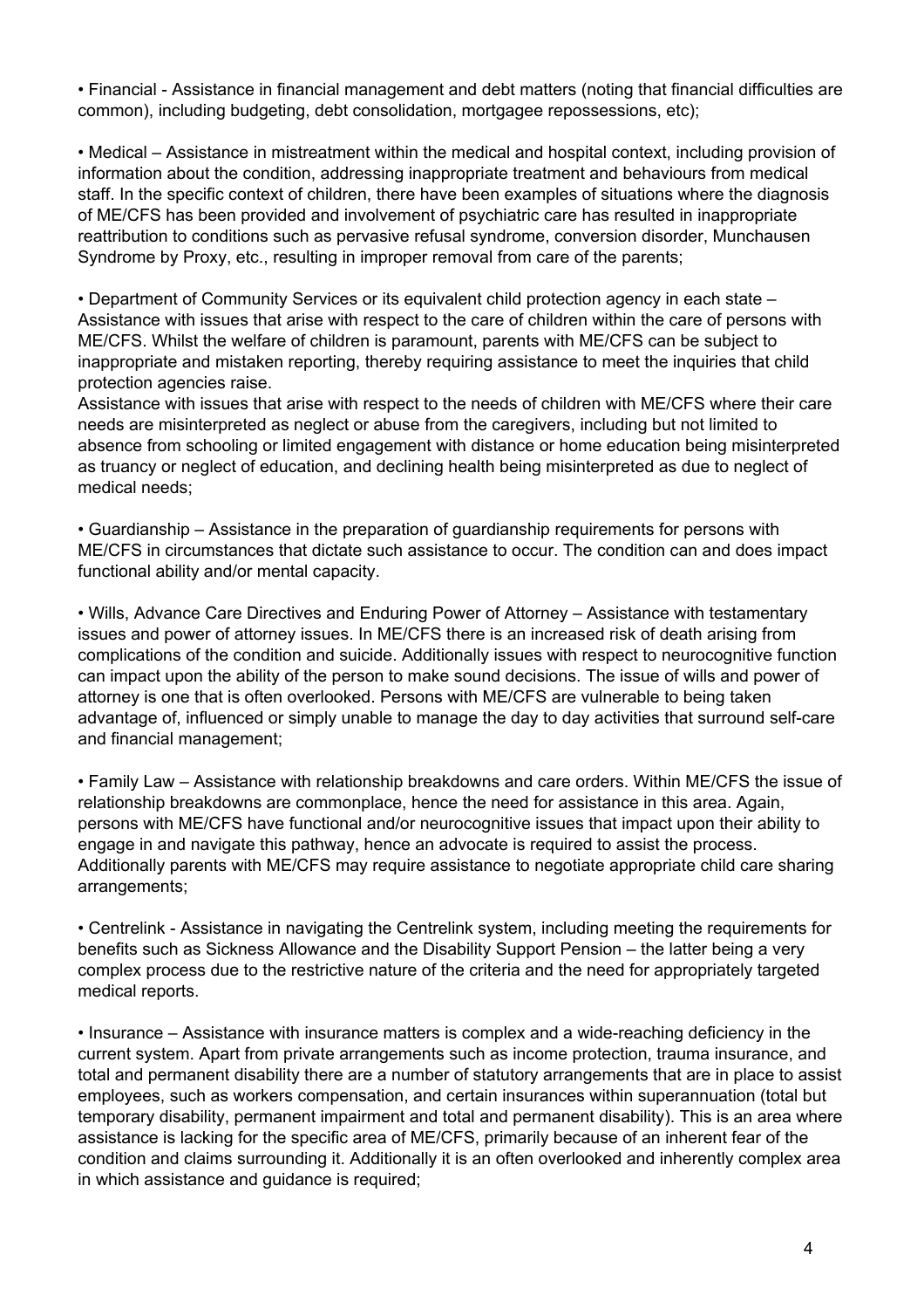- Financial - Assistance in financial management and debt matters (noting that financial difficulties are common), including budgeting, debt consolidation, mortgagee repossessions, etc);

- Medical – Assistance in mistreatment within the medical and hospital context, including provision of information about the condition, addressing inappropriate treatment and behaviours from medical staff. In the specific context of children, there have been examples of situations where the diagnosis of ME/CFS has been provided and involvement of psychiatric care has resulted in inappropriate reattribution to conditions such as pervasive refusal syndrome, conversion disorder, Munchausen Syndrome by Proxy, etc., resulting in improper removal from care of the parents;

- Department of Community Services or its equivalent child protection agency in each state – Assistance with issues that arise with respect to the care of children within the care of persons with ME/CFS. Whilst the welfare of children is paramount, parents with ME/CFS can be subject to inappropriate and mistaken reporting, thereby requiring assistance to meet the inquiries that child protection agencies raise.
Assistance with issues that arise with respect to the needs of children with ME/CFS where their care needs are misinterpreted as neglect or abuse from the caregivers, including but not limited to absence from schooling or limited engagement with distance or home education being misinterpreted as truancy or neglect of education, and declining health being misinterpreted as due to neglect of medical needs;

- Guardianship – Assistance in the preparation of guardianship requirements for persons with ME/CFS in circumstances that dictate such assistance to occur. The condition can and does impact functional ability and/or mental capacity.

- Wills, Advance Care Directives and Enduring Power of Attorney – Assistance with testamentary issues and power of attorney issues. In ME/CFS there is an increased risk of death arising from complications of the condition and suicide. Additionally issues with respect to neurocognitive function can impact upon the ability of the person to make sound decisions. The issue of wills and power of attorney is one that is often overlooked. Persons with ME/CFS are vulnerable to being taken advantage of, influenced or simply unable to manage the day to day activities that surround self-care and financial management;

- Family Law – Assistance with relationship breakdowns and care orders. Within ME/CFS the issue of relationship breakdowns are commonplace, hence the need for assistance in this area. Again, persons with ME/CFS have functional and/or neurocognitive issues that impact upon their ability to engage in and navigate this pathway, hence an advocate is required to assist the process. Additionally parents with ME/CFS may require assistance to negotiate appropriate child care sharing arrangements;

- Centrelink - Assistance in navigating the Centrelink system, including meeting the requirements for benefits such as Sickness Allowance and the Disability Support Pension – the latter being a very complex process due to the restrictive nature of the criteria and the need for appropriately targeted medical reports.

- Insurance – Assistance with insurance matters is complex and a wide-reaching deficiency in the current system. Apart from private arrangements such as income protection, trauma insurance, and total and permanent disability there are a number of statutory arrangements that are in place to assist employees, such as workers compensation, and certain insurances within superannuation (total but temporary disability, permanent impairment and total and permanent disability). This is an area where assistance is lacking for the specific area of ME/CFS, primarily because of an inherent fear of the condition and claims surrounding it. Additionally it is an often overlooked and inherently complex area in which assistance and guidance is required;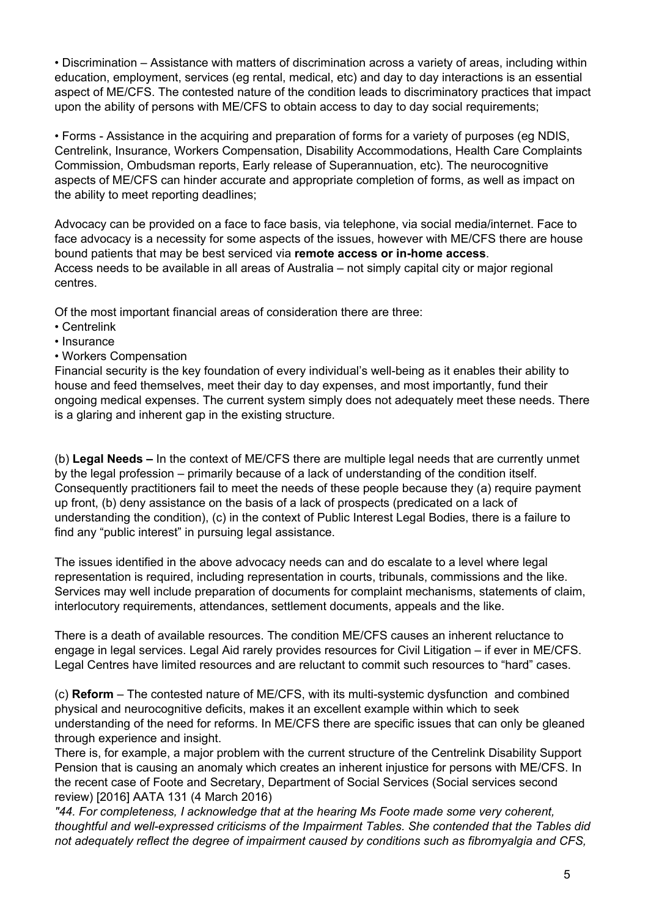• Discrimination – Assistance with matters of discrimination across a variety of areas, including within education, employment, services (eg rental, medical, etc) and day to day interactions is an essential aspect of ME/CFS. The contested nature of the condition leads to discriminatory practices that impact upon the ability of persons with ME/CFS to obtain access to day to day social requirements;

• Forms - Assistance in the acquiring and preparation of forms for a variety of purposes (eg NDIS, Centrelink, Insurance, Workers Compensation, Disability Accommodations, Health Care Complaints Commission, Ombudsman reports, Early release of Superannuation, etc). The neurocognitive aspects of ME/CFS can hinder accurate and appropriate completion of forms, as well as impact on the ability to meet reporting deadlines;

Advocacy can be provided on a face to face basis, via telephone, via social media/internet. Face to face advocacy is a necessity for some aspects of the issues, however with ME/CFS there are house bound patients that may be best serviced via **remote access or in-home access**.
Access needs to be available in all areas of Australia – not simply capital city or major regional centres.

Of the most important financial areas of consideration there are three:
• Centrelink
• Insurance
• Workers Compensation
Financial security is the key foundation of every individual's well-being as it enables their ability to house and feed themselves, meet their day to day expenses, and most importantly, fund their ongoing medical expenses. The current system simply does not adequately meet these needs. There is a glaring and inherent gap in the existing structure.

(b) **Legal Needs –** In the context of ME/CFS there are multiple legal needs that are currently unmet by the legal profession – primarily because of a lack of understanding of the condition itself. Consequently practitioners fail to meet the needs of these people because they (a) require payment up front, (b) deny assistance on the basis of a lack of prospects (predicated on a lack of understanding the condition), (c) in the context of Public Interest Legal Bodies, there is a failure to find any "public interest" in pursuing legal assistance.

The issues identified in the above advocacy needs can and do escalate to a level where legal representation is required, including representation in courts, tribunals, commissions and the like. Services may well include preparation of documents for complaint mechanisms, statements of claim, interlocutory requirements, attendances, settlement documents, appeals and the like.

There is a death of available resources. The condition ME/CFS causes an inherent reluctance to engage in legal services. Legal Aid rarely provides resources for Civil Litigation – if ever in ME/CFS. Legal Centres have limited resources and are reluctant to commit such resources to "hard" cases.

(c) **Reform** – The contested nature of ME/CFS, with its multi-systemic dysfunction and combined physical and neurocognitive deficits, makes it an excellent example within which to seek understanding of the need for reforms. In ME/CFS there are specific issues that can only be gleaned through experience and insight.
There is, for example, a major problem with the current structure of the Centrelink Disability Support Pension that is causing an anomaly which creates an inherent injustice for persons with ME/CFS. In the recent case of Foote and Secretary, Department of Social Services (Social services second review) [2016] AATA 131 (4 March 2016)
*"44. For completeness, I acknowledge that at the hearing Ms Foote made some very coherent, thoughtful and well-expressed criticisms of the Impairment Tables. She contended that the Tables did not adequately reflect the degree of impairment caused by conditions such as fibromyalgia and CFS,*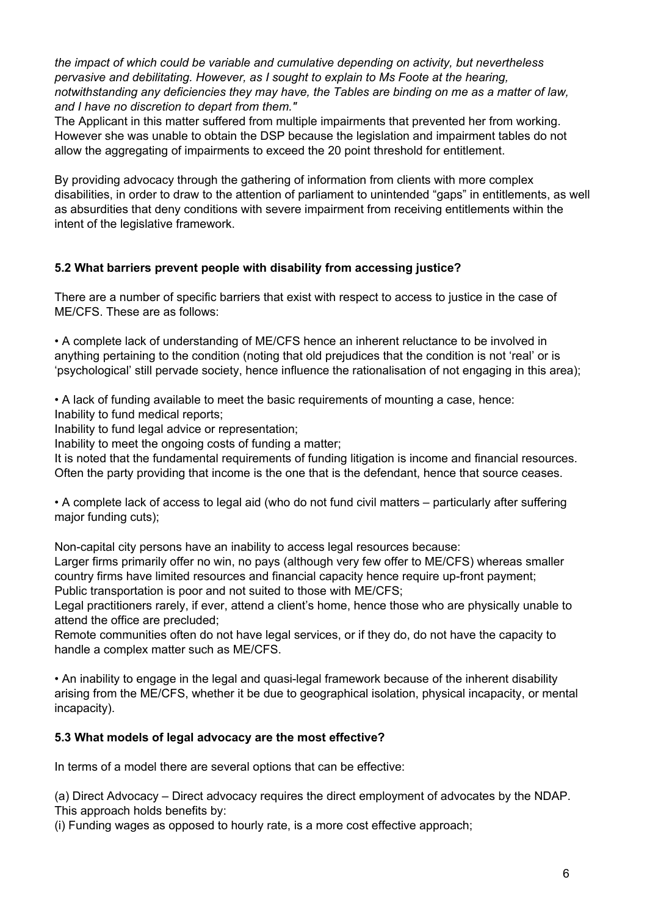*the impact of which could be variable and cumulative depending on activity, but nevertheless pervasive and debilitating. However, as I sought to explain to Ms Foote at the hearing, notwithstanding any deficiencies they may have, the Tables are binding on me as a matter of law, and I have no discretion to depart from them."*

The Applicant in this matter suffered from multiple impairments that prevented her from working. However she was unable to obtain the DSP because the legislation and impairment tables do not allow the aggregating of impairments to exceed the 20 point threshold for entitlement.

By providing advocacy through the gathering of information from clients with more complex disabilities, in order to draw to the attention of parliament to unintended "gaps" in entitlements, as well as absurdities that deny conditions with severe impairment from receiving entitlements within the intent of the legislative framework.

### 5.2 What barriers prevent people with disability from accessing justice?

There are a number of specific barriers that exist with respect to access to justice in the case of ME/CFS. These are as follows:

• A complete lack of understanding of ME/CFS hence an inherent reluctance to be involved in anything pertaining to the condition (noting that old prejudices that the condition is not 'real' or is 'psychological' still pervade society, hence influence the rationalisation of not engaging in this area);

• A lack of funding available to meet the basic requirements of mounting a case, hence:
Inability to fund medical reports;
Inability to fund legal advice or representation;
Inability to meet the ongoing costs of funding a matter;
It is noted that the fundamental requirements of funding litigation is income and financial resources. Often the party providing that income is the one that is the defendant, hence that source ceases.

• A complete lack of access to legal aid (who do not fund civil matters – particularly after suffering major funding cuts);

Non-capital city persons have an inability to access legal resources because:
Larger firms primarily offer no win, no pays (although very few offer to ME/CFS) whereas smaller country firms have limited resources and financial capacity hence require up-front payment;
Public transportation is poor and not suited to those with ME/CFS;
Legal practitioners rarely, if ever, attend a client's home, hence those who are physically unable to attend the office are precluded;
Remote communities often do not have legal services, or if they do, do not have the capacity to handle a complex matter such as ME/CFS.

• An inability to engage in the legal and quasi-legal framework because of the inherent disability arising from the ME/CFS, whether it be due to geographical isolation, physical incapacity, or mental incapacity).

### 5.3 What models of legal advocacy are the most effective?

In terms of a model there are several options that can be effective:

(a) Direct Advocacy – Direct advocacy requires the direct employment of advocates by the NDAP. This approach holds benefits by:
(i) Funding wages as opposed to hourly rate, is a more cost effective approach;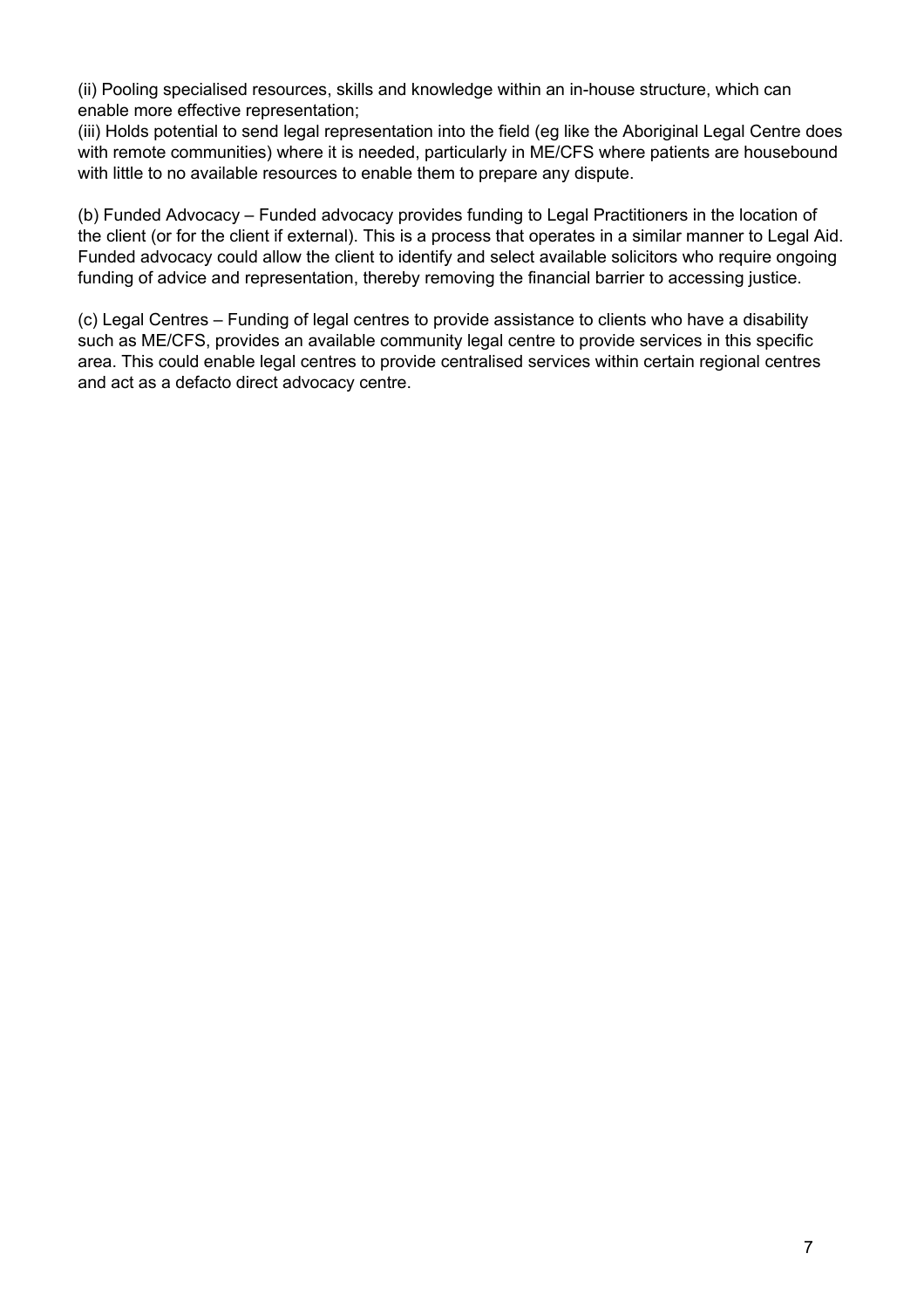(ii) Pooling specialised resources, skills and knowledge within an in-house structure, which can enable more effective representation;
(iii) Holds potential to send legal representation into the field (eg like the Aboriginal Legal Centre does with remote communities) where it is needed, particularly in ME/CFS where patients are housebound with little to no available resources to enable them to prepare any dispute.

(b) Funded Advocacy – Funded advocacy provides funding to Legal Practitioners in the location of the client (or for the client if external). This is a process that operates in a similar manner to Legal Aid. Funded advocacy could allow the client to identify and select available solicitors who require ongoing funding of advice and representation, thereby removing the financial barrier to accessing justice.

(c) Legal Centres – Funding of legal centres to provide assistance to clients who have a disability such as ME/CFS, provides an available community legal centre to provide services in this specific area. This could enable legal centres to provide centralised services within certain regional centres and act as a defacto direct advocacy centre.